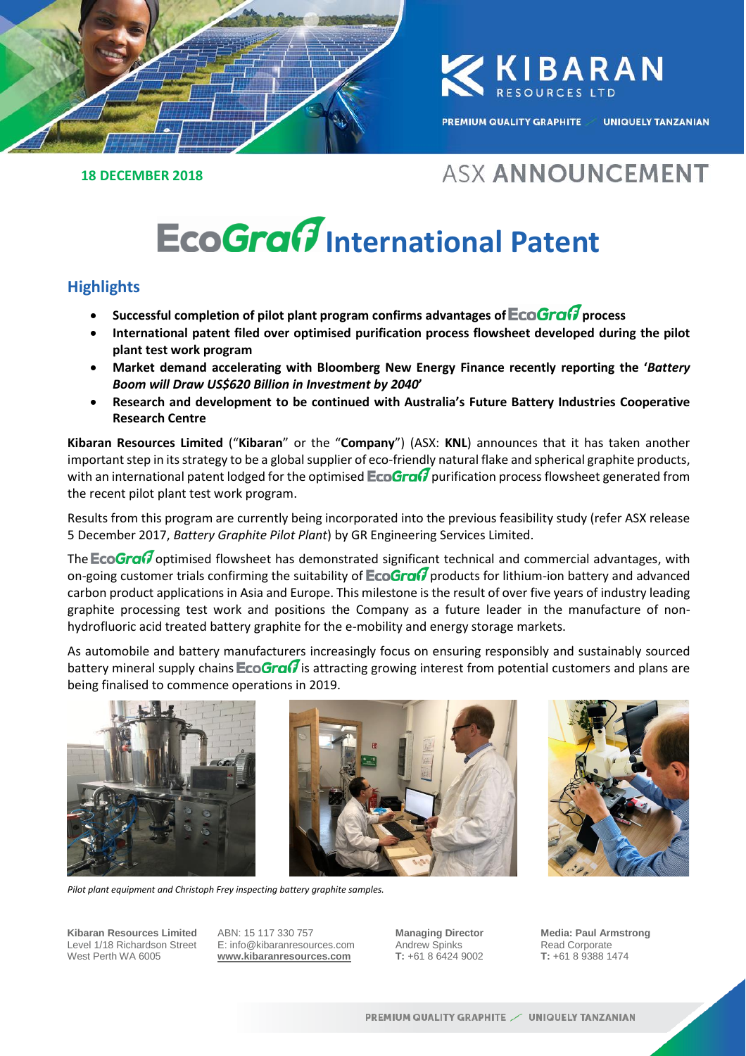18 DECEMBER 2018

ASX ANNOUNCEMENT

# EcoGraf International Patent

## Highlights

- **Successful completion of pilot plant program confirms advantages of EcoGraf process**
- **International patent filed over optimised purification process flowsheet developed during the pilot plant test work program**
- **Market demand accelerating with Bloomberg New Energy Finance recently reporting the '*Battery Boom will Draw US$620 Billion in Investment by 2040*'**
- **Research and development to be continued with Australia's Future Battery Industries Cooperative Research Centre**

**Kibaran Resources Limited** ("**Kibaran**" or the "**Company**") (ASX: **KNL**) announces that it has taken another important step in its strategy to be a global supplier of eco-friendly natural flake and spherical graphite products, with an international patent lodged for the optimised EcoGraf purification process flowsheet generated from the recent pilot plant test work program.

Results from this program are currently being incorporated into the previous feasibility study (refer ASX release 5 December 2017, *Battery Graphite Pilot Plant*) by GR Engineering Services Limited.

The EcoGraf optimised flowsheet has demonstrated significant technical and commercial advantages, with on-going customer trials confirming the suitability of EcoGraf products for lithium-ion battery and advanced carbon product applications in Asia and Europe. This milestone is the result of over five years of industry leading graphite processing test work and positions the Company as a future leader in the manufacture of non-hydrofluoric acid treated battery graphite for the e-mobility and energy storage markets.

As automobile and battery manufacturers increasingly focus on ensuring responsibly and sustainably sourced battery mineral supply chains EcoGraf is attracting growing interest from potential customers and plans are being finalised to commence operations in 2019.

*Pilot plant equipment and Christoph Frey inspecting battery graphite samples.*

**Kibaran Resources Limited**
Level 1/18 Richardson Street
West Perth WA 6005

ABN: 15 117 330 757
E: info@kibaranresources.com
www.kibaranresources.com

**Managing Director**
Andrew Spinks
**T:** +61 8 6424 9002

**Media: Paul Armstrong**
Read Corporate
**T:** +61 8 9388 1474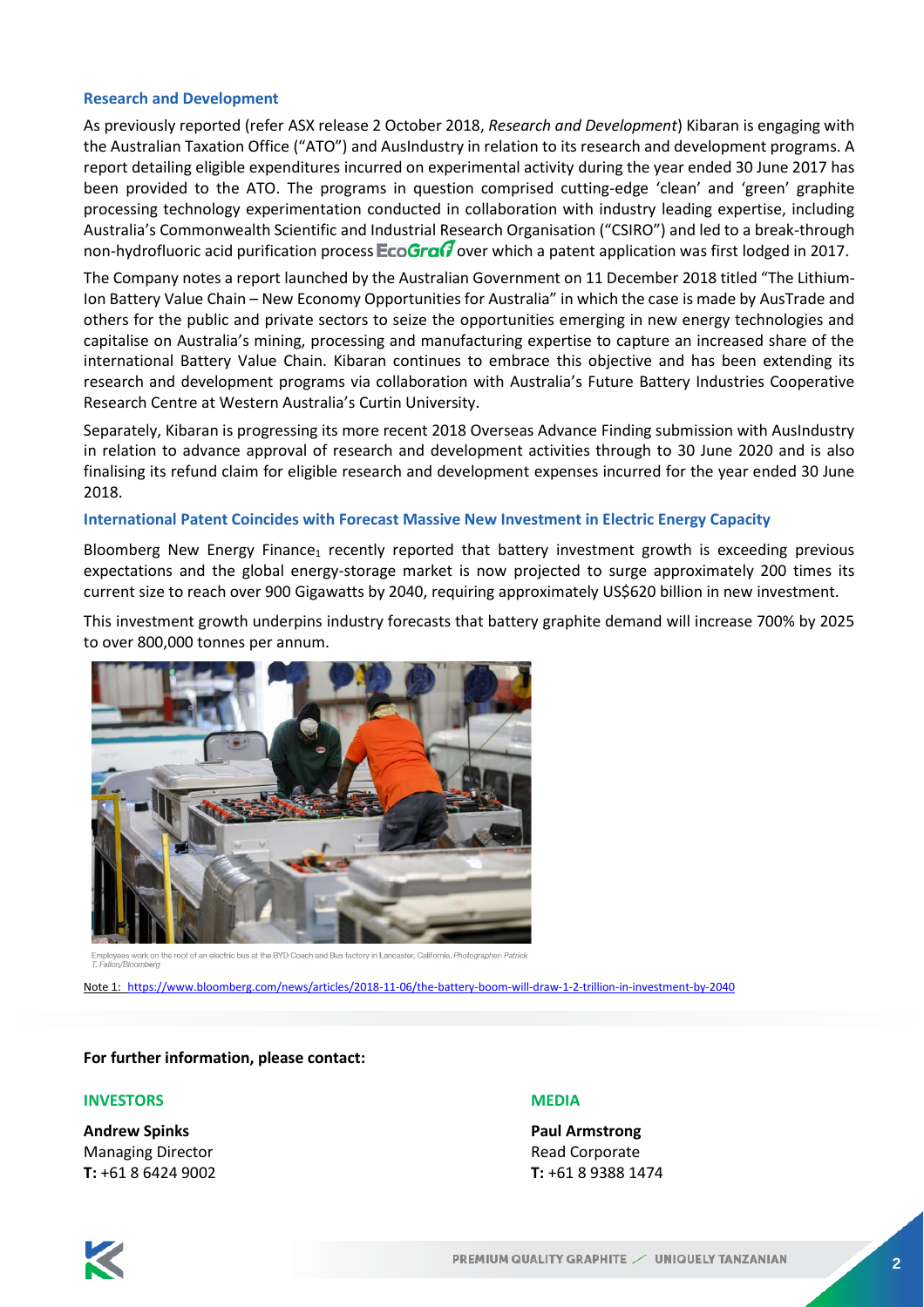### Research and Development

As previously reported (refer ASX release 2 October 2018, *Research and Development*) Kibaran is engaging with the Australian Taxation Office ("ATO") and AusIndustry in relation to its research and development programs. A report detailing eligible expenditures incurred on experimental activity during the year ended 30 June 2017 has been provided to the ATO. The programs in question comprised cutting-edge 'clean' and 'green' graphite processing technology experimentation conducted in collaboration with industry leading expertise, including Australia's Commonwealth Scientific and Industrial Research Organisation ("CSIRO") and led to a break-through non-hydrofluoric acid purification process EcoGraf over which a patent application was first lodged in 2017.

The Company notes a report launched by the Australian Government on 11 December 2018 titled "The Lithium-Ion Battery Value Chain – New Economy Opportunities for Australia" in which the case is made by AusTrade and others for the public and private sectors to seize the opportunities emerging in new energy technologies and capitalise on Australia's mining, processing and manufacturing expertise to capture an increased share of the international Battery Value Chain. Kibaran continues to embrace this objective and has been extending its research and development programs via collaboration with Australia's Future Battery Industries Cooperative Research Centre at Western Australia's Curtin University.

Separately, Kibaran is progressing its more recent 2018 Overseas Advance Finding submission with AusIndustry in relation to advance approval of research and development activities through to 30 June 2020 and is also finalising its refund claim for eligible research and development expenses incurred for the year ended 30 June 2018.

### International Patent Coincides with Forecast Massive New Investment in Electric Energy Capacity

Bloomberg New Energy Finance[1] recently reported that battery investment growth is exceeding previous expectations and the global energy-storage market is now projected to surge approximately 200 times its current size to reach over 900 Gigawatts by 2040, requiring approximately US$620 billion in new investment.

This investment growth underpins industry forecasts that battery graphite demand will increase 700% by 2025 to over 800,000 tonnes per annum.

Employees work on the roof of an electric bus at the BYD Coach and Bus factory in Lancaster, California. *Photographer: Patrick T. Fallon/Bloomberg*

Note 1: https://www.bloomberg.com/news/articles/2018-11-06/the-battery-boom-will-draw-1-2-trillion-in-investment-by-2040

**For further information, please contact:**

**INVESTORS**

**Andrew Spinks**
Managing Director
**T:** +61 8 6424 9002

**MEDIA**

**Paul Armstrong**
Read Corporate
**T:** +61 8 9388 1474